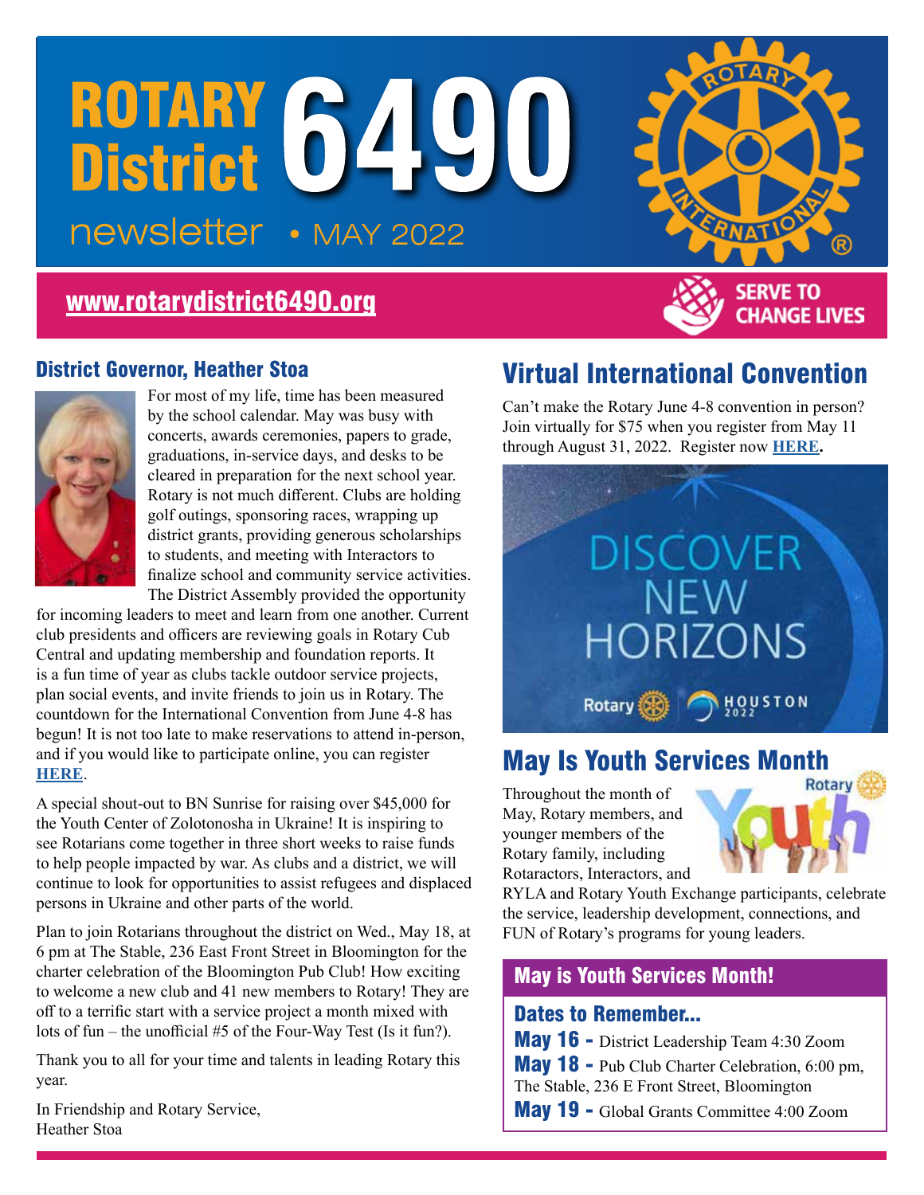# ROTARY District 6490

newsletter • MAY 2022

www.rotarydistrict6490.org

SERVE TO CHANGE LIVES

## District Governor, Heather Stoa

For most of my life, time has been measured by the school calendar. May was busy with concerts, awards ceremonies, papers to grade, graduations, in-service days, and desks to be cleared in preparation for the next school year. Rotary is not much different. Clubs are holding golf outings, sponsoring races, wrapping up district grants, providing generous scholarships to students, and meeting with Interactors to finalize school and community service activities. The District Assembly provided the opportunity for incoming leaders to meet and learn from one another. Current club presidents and officers are reviewing goals in Rotary Cub Central and updating membership and foundation reports. It is a fun time of year as clubs tackle outdoor service projects, plan social events, and invite friends to join us in Rotary. The countdown for the International Convention from June 4-8 has begun! It is not too late to make reservations to attend in-person, and if you would like to participate online, you can register **HERE**.

A special shout-out to BN Sunrise for raising over $45,000 for the Youth Center of Zolotonosha in Ukraine! It is inspiring to see Rotarians come together in three short weeks to raise funds to help people impacted by war. As clubs and a district, we will continue to look for opportunities to assist refugees and displaced persons in Ukraine and other parts of the world.

Plan to join Rotarians throughout the district on Wed., May 18, at 6 pm at The Stable, 236 East Front Street in Bloomington for the charter celebration of the Bloomington Pub Club! How exciting to welcome a new club and 41 new members to Rotary! They are off to a terrific start with a service project a month mixed with lots of fun – the unofficial #5 of the Four-Way Test (Is it fun?).

Thank you to all for your time and talents in leading Rotary this year.

In Friendship and Rotary Service,
Heather Stoa

## Virtual International Convention

Can't make the Rotary June 4-8 convention in person? Join virtually for $75 when you register from May 11 through August 31, 2022. Register now **HERE.**

DISCOVER NEW HORIZONS

Rotary | HOUSTON 2022

## May Is Youth Services Month

Throughout the month of May, Rotary members, and younger members of the Rotary family, including Rotaractors, Interactors, and RYLA and Rotary Youth Exchange participants, celebrate the service, leadership development, connections, and FUN of Rotary's programs for young leaders.

### May is Youth Services Month!

**Dates to Remember...**

**May 16 -** District Leadership Team 4:30 Zoom

**May 18 -** Pub Club Charter Celebration, 6:00 pm, The Stable, 236 E Front Street, Bloomington

**May 19 -** Global Grants Committee 4:00 Zoom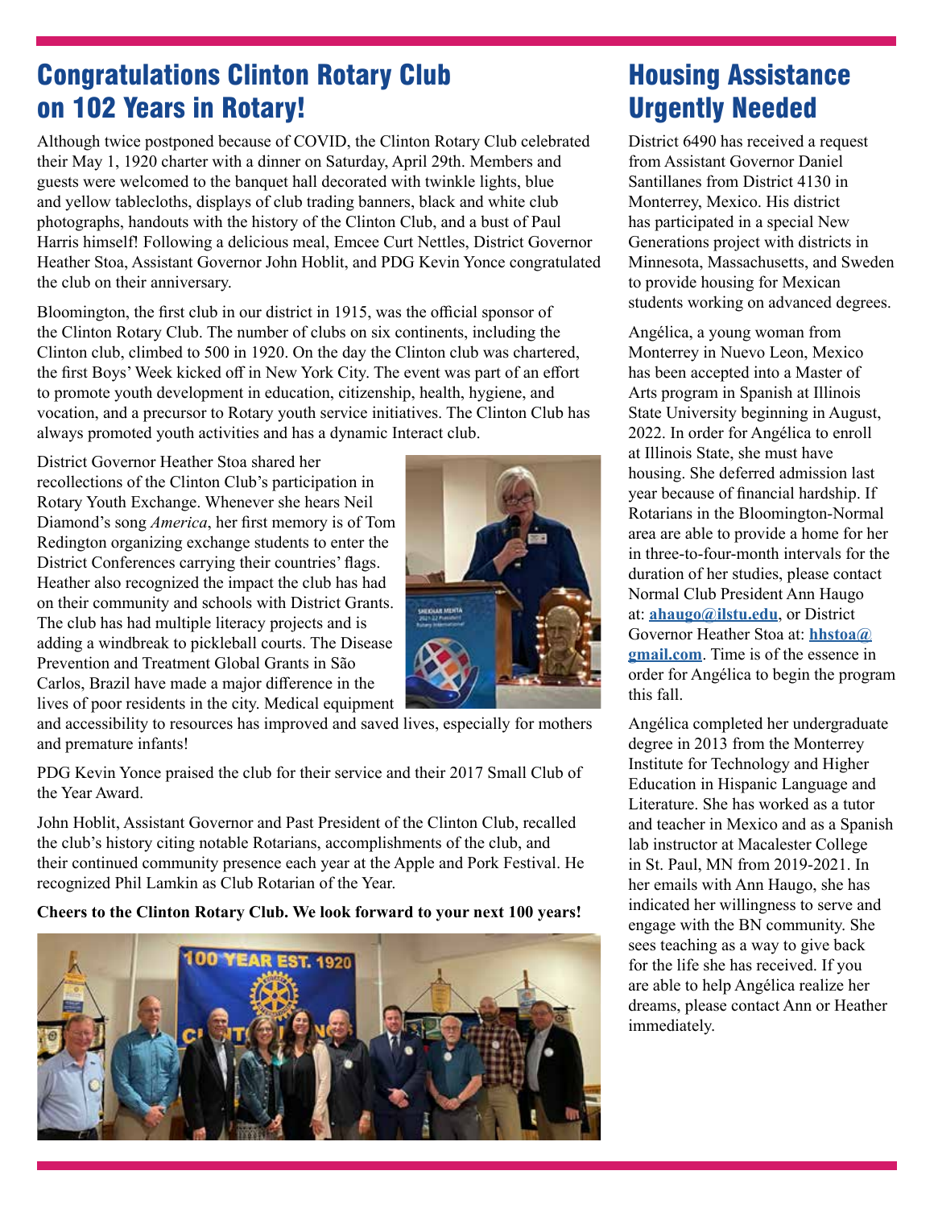# Congratulations Clinton Rotary Club on 102 Years in Rotary!

Although twice postponed because of COVID, the Clinton Rotary Club celebrated their May 1, 1920 charter with a dinner on Saturday, April 29th. Members and guests were welcomed to the banquet hall decorated with twinkle lights, blue and yellow tablecloths, displays of club trading banners, black and white club photographs, handouts with the history of the Clinton Club, and a bust of Paul Harris himself! Following a delicious meal, Emcee Curt Nettles, District Governor Heather Stoa, Assistant Governor John Hoblit, and PDG Kevin Yonce congratulated the club on their anniversary.

Bloomington, the first club in our district in 1915, was the official sponsor of the Clinton Rotary Club. The number of clubs on six continents, including the Clinton club, climbed to 500 in 1920. On the day the Clinton club was chartered, the first Boys' Week kicked off in New York City. The event was part of an effort to promote youth development in education, citizenship, health, hygiene, and vocation, and a precursor to Rotary youth service initiatives. The Clinton Club has always promoted youth activities and has a dynamic Interact club.

District Governor Heather Stoa shared her recollections of the Clinton Club's participation in Rotary Youth Exchange. Whenever she hears Neil Diamond's song *America*, her first memory is of Tom Redington organizing exchange students to enter the District Conferences carrying their countries' flags. Heather also recognized the impact the club has had on their community and schools with District Grants. The club has had multiple literacy projects and is adding a windbreak to pickleball courts. The Disease Prevention and Treatment Global Grants in São Carlos, Brazil have made a major difference in the lives of poor residents in the city. Medical equipment and accessibility to resources has improved and saved lives, especially for mothers and premature infants!

PDG Kevin Yonce praised the club for their service and their 2017 Small Club of the Year Award.

John Hoblit, Assistant Governor and Past President of the Clinton Club, recalled the club's history citing notable Rotarians, accomplishments of the club, and their continued community presence each year at the Apple and Pork Festival. He recognized Phil Lamkin as Club Rotarian of the Year.

**Cheers to the Clinton Rotary Club. We look forward to your next 100 years!**

# Housing Assistance Urgently Needed

District 6490 has received a request from Assistant Governor Daniel Santillanes from District 4130 in Monterrey, Mexico. His district has participated in a special New Generations project with districts in Minnesota, Massachusetts, and Sweden to provide housing for Mexican students working on advanced degrees.

Angélica, a young woman from Monterrey in Nuevo Leon, Mexico has been accepted into a Master of Arts program in Spanish at Illinois State University beginning in August, 2022. In order for Angélica to enroll at Illinois State, she must have housing. She deferred admission last year because of financial hardship. If Rotarians in the Bloomington-Normal area are able to provide a home for her in three-to-four-month intervals for the duration of her studies, please contact Normal Club President Ann Haugo at: **ahaugo@ilstu.edu**, or District Governor Heather Stoa at: **hhstoa@gmail.com**. Time is of the essence in order for Angélica to begin the program this fall.

Angélica completed her undergraduate degree in 2013 from the Monterrey Institute for Technology and Higher Education in Hispanic Language and Literature. She has worked as a tutor and teacher in Mexico and as a Spanish lab instructor at Macalester College in St. Paul, MN from 2019-2021. In her emails with Ann Haugo, she has indicated her willingness to serve and engage with the BN community. She sees teaching as a way to give back for the life she has received. If you are able to help Angélica realize her dreams, please contact Ann or Heather immediately.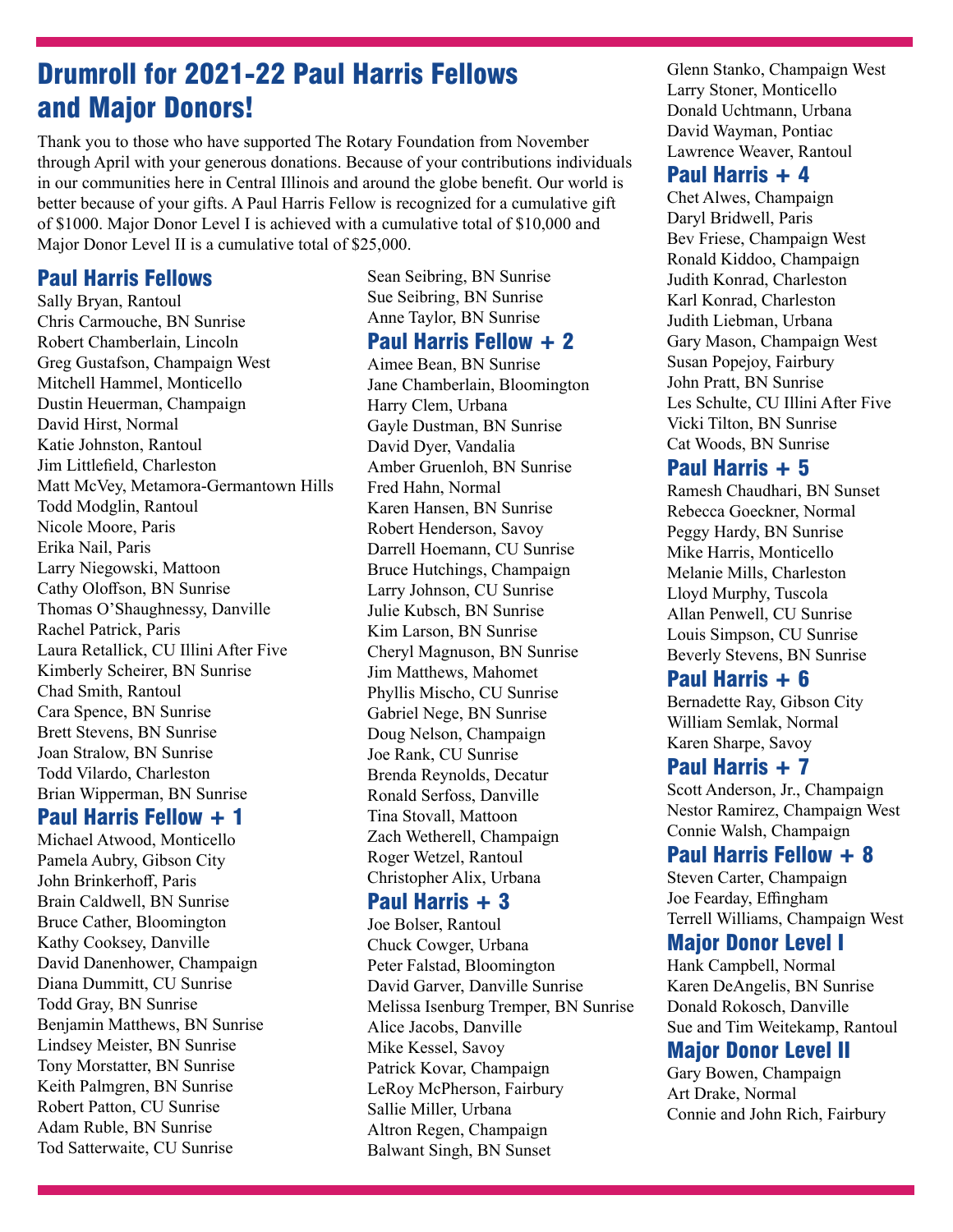# Drumroll for 2021-22 Paul Harris Fellows and Major Donors!

Thank you to those who have supported The Rotary Foundation from November through April with your generous donations. Because of your contributions individuals in our communities here in Central Illinois and around the globe benefit. Our world is better because of your gifts. A Paul Harris Fellow is recognized for a cumulative gift of $1000. Major Donor Level I is achieved with a cumulative total of $10,000 and Major Donor Level II is a cumulative total of $25,000.

## Paul Harris Fellows

Sally Bryan, Rantoul
Chris Carmouche, BN Sunrise
Robert Chamberlain, Lincoln
Greg Gustafson, Champaign West
Mitchell Hammel, Monticello
Dustin Heuerman, Champaign
David Hirst, Normal
Katie Johnston, Rantoul
Jim Littlefield, Charleston
Matt McVey, Metamora-Germantown Hills
Todd Modglin, Rantoul
Nicole Moore, Paris
Erika Nail, Paris
Larry Niegowski, Mattoon
Cathy Oloffson, BN Sunrise
Thomas O'Shaughnessy, Danville
Rachel Patrick, Paris
Laura Retallick, CU Illini After Five
Kimberly Scheirer, BN Sunrise
Chad Smith, Rantoul
Cara Spence, BN Sunrise
Brett Stevens, BN Sunrise
Joan Stralow, BN Sunrise
Todd Vilardo, Charleston
Brian Wipperman, BN Sunrise
Sean Seibring, BN Sunrise
Sue Seibring, BN Sunrise
Anne Taylor, BN Sunrise

## Paul Harris Fellow + 1

Michael Atwood, Monticello
Pamela Aubry, Gibson City
John Brinkerhoff, Paris
Brain Caldwell, BN Sunrise
Bruce Cather, Bloomington
Kathy Cooksey, Danville
David Danenhower, Champaign
Diana Dummitt, CU Sunrise
Todd Gray, BN Sunrise
Benjamin Matthews, BN Sunrise
Lindsey Meister, BN Sunrise
Tony Morstatter, BN Sunrise
Keith Palmgren, BN Sunrise
Robert Patton, CU Sunrise
Adam Ruble, BN Sunrise
Tod Satterwaite, CU Sunrise

## Paul Harris Fellow + 2

Aimee Bean, BN Sunrise
Jane Chamberlain, Bloomington
Harry Clem, Urbana
Gayle Dustman, BN Sunrise
David Dyer, Vandalia
Amber Gruenloh, BN Sunrise
Fred Hahn, Normal
Karen Hansen, BN Sunrise
Robert Henderson, Savoy
Darrell Hoemann, CU Sunrise
Bruce Hutchings, Champaign
Larry Johnson, CU Sunrise
Julie Kubsch, BN Sunrise
Kim Larson, BN Sunrise
Cheryl Magnuson, BN Sunrise
Jim Matthews, Mahomet
Phyllis Mischo, CU Sunrise
Gabriel Nege, BN Sunrise
Doug Nelson, Champaign
Joe Rank, CU Sunrise
Brenda Reynolds, Decatur
Ronald Serfoss, Danville
Tina Stovall, Mattoon
Zach Wetherell, Champaign
Roger Wetzel, Rantoul
Christopher Alix, Urbana

## Paul Harris + 3

Joe Bolser, Rantoul
Chuck Cowger, Urbana
Peter Falstad, Bloomington
David Garver, Danville Sunrise
Melissa Isenburg Tremper, BN Sunrise
Alice Jacobs, Danville
Mike Kessel, Savoy
Patrick Kovar, Champaign
LeRoy McPherson, Fairbury
Sallie Miller, Urbana
Altron Regen, Champaign
Balwant Singh, BN Sunset
Glenn Stanko, Champaign West
Larry Stoner, Monticello
Donald Uchtmann, Urbana
David Wayman, Pontiac
Lawrence Weaver, Rantoul

## Paul Harris + 4

Chet Alwes, Champaign
Daryl Bridwell, Paris
Bev Friese, Champaign West
Ronald Kiddoo, Champaign
Judith Konrad, Charleston
Karl Konrad, Charleston
Judith Liebman, Urbana
Gary Mason, Champaign West
Susan Popejoy, Fairbury
John Pratt, BN Sunrise
Les Schulte, CU Illini After Five
Vicki Tilton, BN Sunrise
Cat Woods, BN Sunrise

## Paul Harris + 5

Ramesh Chaudhari, BN Sunset
Rebecca Goeckner, Normal
Peggy Hardy, BN Sunrise
Mike Harris, Monticello
Melanie Mills, Charleston
Lloyd Murphy, Tuscola
Allan Penwell, CU Sunrise
Louis Simpson, CU Sunrise
Beverly Stevens, BN Sunrise

## Paul Harris + 6

Bernadette Ray, Gibson City
William Semlak, Normal
Karen Sharpe, Savoy

## Paul Harris + 7

Scott Anderson, Jr., Champaign
Nestor Ramirez, Champaign West
Connie Walsh, Champaign

## Paul Harris Fellow + 8

Steven Carter, Champaign
Joe Fearday, Effingham
Terrell Williams, Champaign West

## Major Donor Level I

Hank Campbell, Normal
Karen DeAngelis, BN Sunrise
Donald Rokosch, Danville
Sue and Tim Weitekamp, Rantoul

## Major Donor Level II

Gary Bowen, Champaign
Art Drake, Normal
Connie and John Rich, Fairbury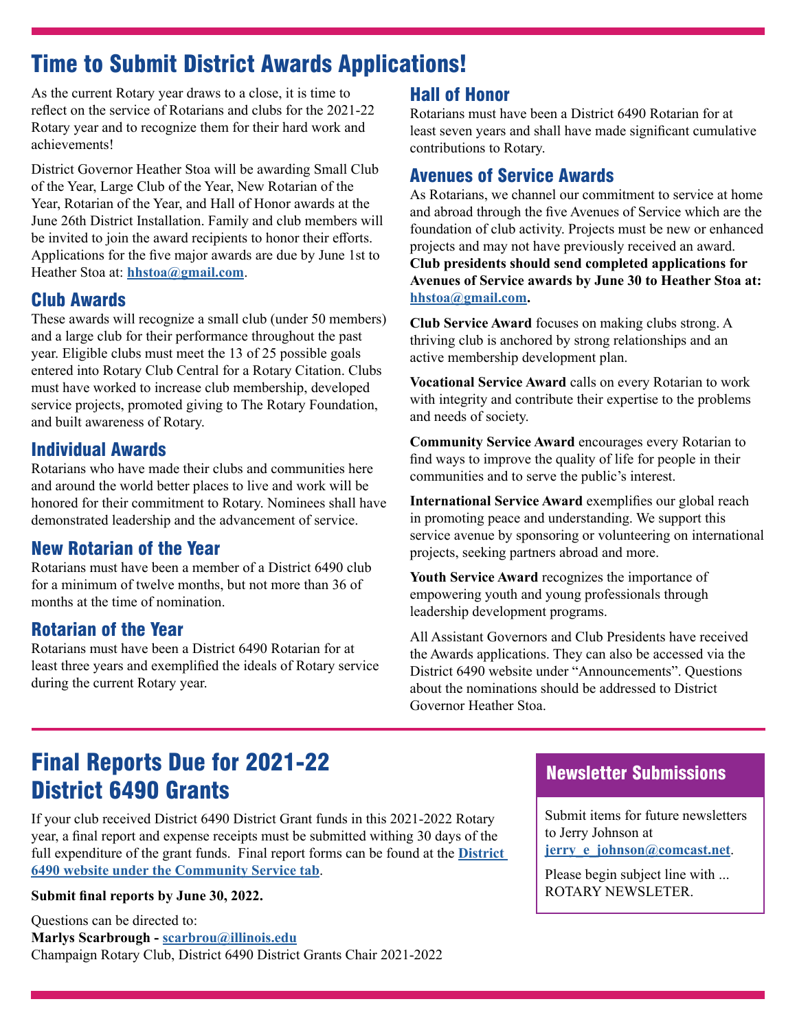# Time to Submit District Awards Applications!

As the current Rotary year draws to a close, it is time to reflect on the service of Rotarians and clubs for the 2021-22 Rotary year and to recognize them for their hard work and achievements!

District Governor Heather Stoa will be awarding Small Club of the Year, Large Club of the Year, New Rotarian of the Year, Rotarian of the Year, and Hall of Honor awards at the June 26th District Installation. Family and club members will be invited to join the award recipients to honor their efforts. Applications for the five major awards are due by June 1st to Heather Stoa at: **hhstoa@gmail.com**.

## Club Awards

These awards will recognize a small club (under 50 members) and a large club for their performance throughout the past year. Eligible clubs must meet the 13 of 25 possible goals entered into Rotary Club Central for a Rotary Citation. Clubs must have worked to increase club membership, developed service projects, promoted giving to The Rotary Foundation, and built awareness of Rotary.

## Individual Awards

Rotarians who have made their clubs and communities here and around the world better places to live and work will be honored for their commitment to Rotary. Nominees shall have demonstrated leadership and the advancement of service.

## New Rotarian of the Year

Rotarians must have been a member of a District 6490 club for a minimum of twelve months, but not more than 36 of months at the time of nomination.

## Rotarian of the Year

Rotarians must have been a District 6490 Rotarian for at least three years and exemplified the ideals of Rotary service during the current Rotary year.

## Hall of Honor

Rotarians must have been a District 6490 Rotarian for at least seven years and shall have made significant cumulative contributions to Rotary.

## Avenues of Service Awards

As Rotarians, we channel our commitment to service at home and abroad through the five Avenues of Service which are the foundation of club activity. Projects must be new or enhanced projects and may not have previously received an award. **Club presidents should send completed applications for Avenues of Service awards by June 30 to Heather Stoa at: hhstoa@gmail.com.**

**Club Service Award** focuses on making clubs strong. A thriving club is anchored by strong relationships and an active membership development plan.

**Vocational Service Award** calls on every Rotarian to work with integrity and contribute their expertise to the problems and needs of society.

**Community Service Award** encourages every Rotarian to find ways to improve the quality of life for people in their communities and to serve the public's interest.

**International Service Award** exemplifies our global reach in promoting peace and understanding. We support this service avenue by sponsoring or volunteering on international projects, seeking partners abroad and more.

**Youth Service Award** recognizes the importance of empowering youth and young professionals through leadership development programs.

All Assistant Governors and Club Presidents have received the Awards applications. They can also be accessed via the District 6490 website under "Announcements". Questions about the nominations should be addressed to District Governor Heather Stoa.

# Final Reports Due for 2021-22 District 6490 Grants

If your club received District 6490 District Grant funds in this 2021-2022 Rotary year, a final report and expense receipts must be submitted withing 30 days of the full expenditure of the grant funds. Final report forms can be found at the **District 6490 website under the Community Service tab**.

**Submit final reports by June 30, 2022.**

Questions can be directed to:
**Marlys Scarbrough - scarbrou@illinois.edu**
Champaign Rotary Club, District 6490 District Grants Chair 2021-2022

## Newsletter Submissions

Submit items for future newsletters to Jerry Johnson at **jerry_e_johnson@comcast.net**.

Please begin subject line with ... ROTARY NEWSLETER.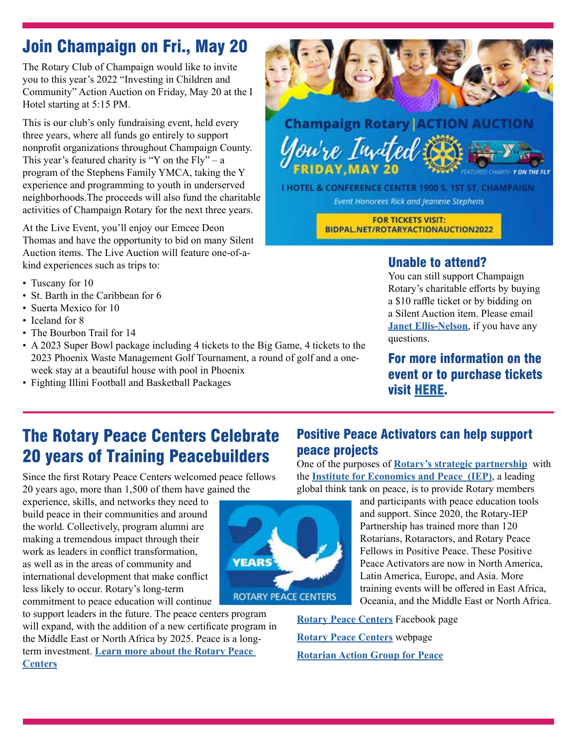## Join Champaign on Fri., May 20

The Rotary Club of Champaign would like to invite you to this year's 2022 "Investing in Children and Community" Action Auction on Friday, May 20 at the I Hotel starting at 5:15 PM.

This is our club's only fundraising event, held every three years, where all funds go entirely to support nonprofit organizations throughout Champaign County. This year's featured charity is "Y on the Fly" – a program of the Stephens Family YMCA, taking the Y experience and programming to youth in underserved neighborhoods.The proceeds will also fund the charitable activities of Champaign Rotary for the next three years.

At the Live Event, you'll enjoy our Emcee Deon Thomas and have the opportunity to bid on many Silent Auction items. The Live Auction will feature one-of-a-kind experiences such as trips to:

- Tuscany for 10
- St. Barth in the Caribbean for 6
- Suerta Mexico for 10
- Iceland for 8
- The Bourbon Trail for 14
- A 2023 Super Bowl package including 4 tickets to the Big Game, 4 tickets to the 2023 Phoenix Waste Management Golf Tournament, a round of golf and a one-week stay at a beautiful house with pool in Phoenix
- Fighting Illini Football and Basketball Packages

Champaign Rotary | ACTION AUCTION

You're Invited

FRIDAY, MAY 20

FEATURED CHARITY: Y ON THE FLY

I HOTEL & CONFERENCE CENTER 1900 S. 1ST ST, CHAMPAIGN

*Event Honorees Rick and Jeanene Stephens*

FOR TICKETS VISIT: BIDPAL.NET/ROTARYACTIONAUCTION2022

### Unable to attend?

You can still support Champaign Rotary's charitable efforts by buying a $10 raffle ticket or by bidding on a Silent Auction item. Please email **Janet Ellis-Nelson**, if you have any questions.

### For more information on the event or to purchase tickets visit HERE.

## The Rotary Peace Centers Celebrate 20 years of Training Peacebuilders

Since the first Rotary Peace Centers welcomed peace fellows 20 years ago, more than 1,500 of them have gained the experience, skills, and networks they need to build peace in their communities and around the world. Collectively, program alumni are making a tremendous impact through their work as leaders in conflict transformation, as well as in the areas of community and international development that make conflict less likely to occur. Rotary's long-term commitment to peace education will continue to support leaders in the future. The peace centers program will expand, with the addition of a new certificate program in the Middle East or North Africa by 2025. Peace is a long-term investment. **Learn more about the Rotary Peace Centers**

20 YEARS ROTARY PEACE CENTERS

### Positive Peace Activators can help support peace projects

One of the purposes of **Rotary's strategic partnership** with the **Institute for Economics and Peace (IEP)**, a leading global think tank on peace, is to provide Rotary members and participants with peace education tools and support. Since 2020, the Rotary-IEP Partnership has trained more than 120 Rotarians, Rotaractors, and Rotary Peace Fellows in Positive Peace. These Positive Peace Activators are now in North America, Latin America, Europe, and Asia. More training events will be offered in East Africa, Oceania, and the Middle East or North Africa.

**Rotary Peace Centers** Facebook page

**Rotary Peace Centers** webpage

**Rotarian Action Group for Peace**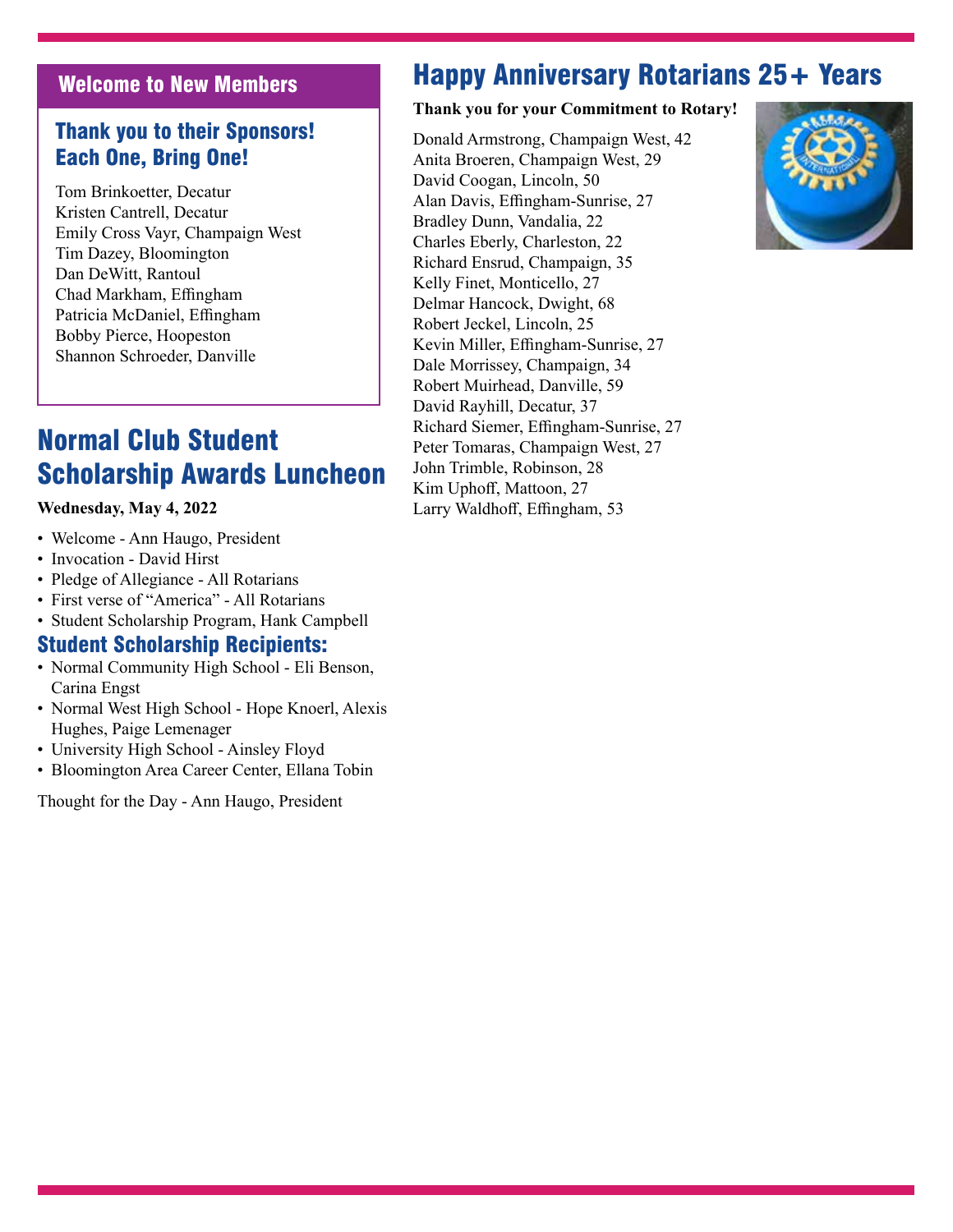## Welcome to New Members

### Thank you to their Sponsors! Each One, Bring One!

Tom Brinkoetter, Decatur
Kristen Cantrell, Decatur
Emily Cross Vayr, Champaign West
Tim Dazey, Bloomington
Dan DeWitt, Rantoul
Chad Markham, Effingham
Patricia McDaniel, Effingham
Bobby Pierce, Hoopeston
Shannon Schroeder, Danville

## Normal Club Student Scholarship Awards Luncheon

**Wednesday, May 4, 2022**

- Welcome - Ann Haugo, President
- Invocation - David Hirst
- Pledge of Allegiance - All Rotarians
- First verse of "America" - All Rotarians
- Student Scholarship Program, Hank Campbell

### Student Scholarship Recipients:

- Normal Community High School - Eli Benson, Carina Engst
- Normal West High School - Hope Knoerl, Alexis Hughes, Paige Lemenager
- University High School - Ainsley Floyd
- Bloomington Area Career Center, Ellana Tobin

Thought for the Day - Ann Haugo, President

## Happy Anniversary Rotarians 25+ Years

**Thank you for your Commitment to Rotary!**

Donald Armstrong, Champaign West, 42
Anita Broeren, Champaign West, 29
David Coogan, Lincoln, 50
Alan Davis, Effingham-Sunrise, 27
Bradley Dunn, Vandalia, 22
Charles Eberly, Charleston, 22
Richard Ensrud, Champaign, 35
Kelly Finet, Monticello, 27
Delmar Hancock, Dwight, 68
Robert Jeckel, Lincoln, 25
Kevin Miller, Effingham-Sunrise, 27
Dale Morrissey, Champaign, 34
Robert Muirhead, Danville, 59
David Rayhill, Decatur, 37
Richard Siemer, Effingham-Sunrise, 27
Peter Tomaras, Champaign West, 27
John Trimble, Robinson, 28
Kim Uphoff, Mattoon, 27
Larry Waldhoff, Effingham, 53